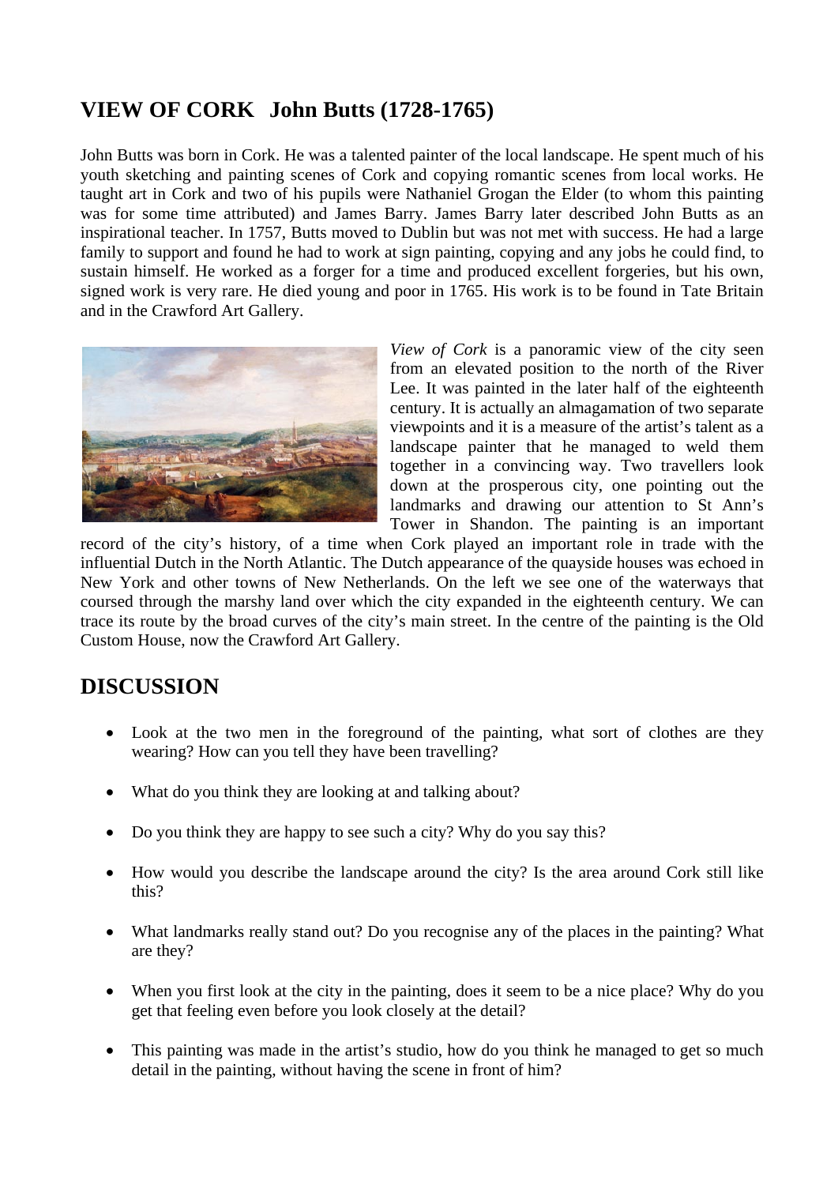## VIEW OF CORK John Butts (1728-1765)

John Butts was born in Cork. He was a talented painter of the local landscape. He spent much of his youth sketching and painting scenes of Cork and copying romantic scenes from local works. He taught art in Cork and two of his pupils were Nathaniel Grogan the Elder (to whom this painting was for some time attributed) and James Barry. James Barry later described John Butts as an inspirational teacher. In 1757, Butts moved to Dublin but was not met with success. He had a large family to support and found he had to work at sign painting, copying and any jobs he could find, to sustain himself. He worked as a forger for a time and produced excellent forgeries, but his own, signed work is very rare. He died young and poor in 1765. His work is to be found in Tate Britain and in the Crawford Art Gallery.

*View of Cork* is a panoramic view of the city seen from an elevated position to the north of the River Lee. It was painted in the later half of the eighteenth century. It is actually an almagamation of two separate viewpoints and it is a measure of the artist's talent as a landscape painter that he managed to weld them together in a convincing way. Two travellers look down at the prosperous city, one pointing out the landmarks and drawing our attention to St Ann's Tower in Shandon. The painting is an important record of the city's history, of a time when Cork played an important role in trade with the influential Dutch in the North Atlantic. The Dutch appearance of the quayside houses was echoed in New York and other towns of New Netherlands. On the left we see one of the waterways that coursed through the marshy land over which the city expanded in the eighteenth century. We can trace its route by the broad curves of the city's main street. In the centre of the painting is the Old Custom House, now the Crawford Art Gallery.

## DISCUSSION

- Look at the two men in the foreground of the painting, what sort of clothes are they wearing? How can you tell they have been travelling?
- What do you think they are looking at and talking about?
- Do you think they are happy to see such a city? Why do you say this?
- How would you describe the landscape around the city? Is the area around Cork still like this?
- What landmarks really stand out? Do you recognise any of the places in the painting? What are they?
- When you first look at the city in the painting, does it seem to be a nice place? Why do you get that feeling even before you look closely at the detail?
- This painting was made in the artist's studio, how do you think he managed to get so much detail in the painting, without having the scene in front of him?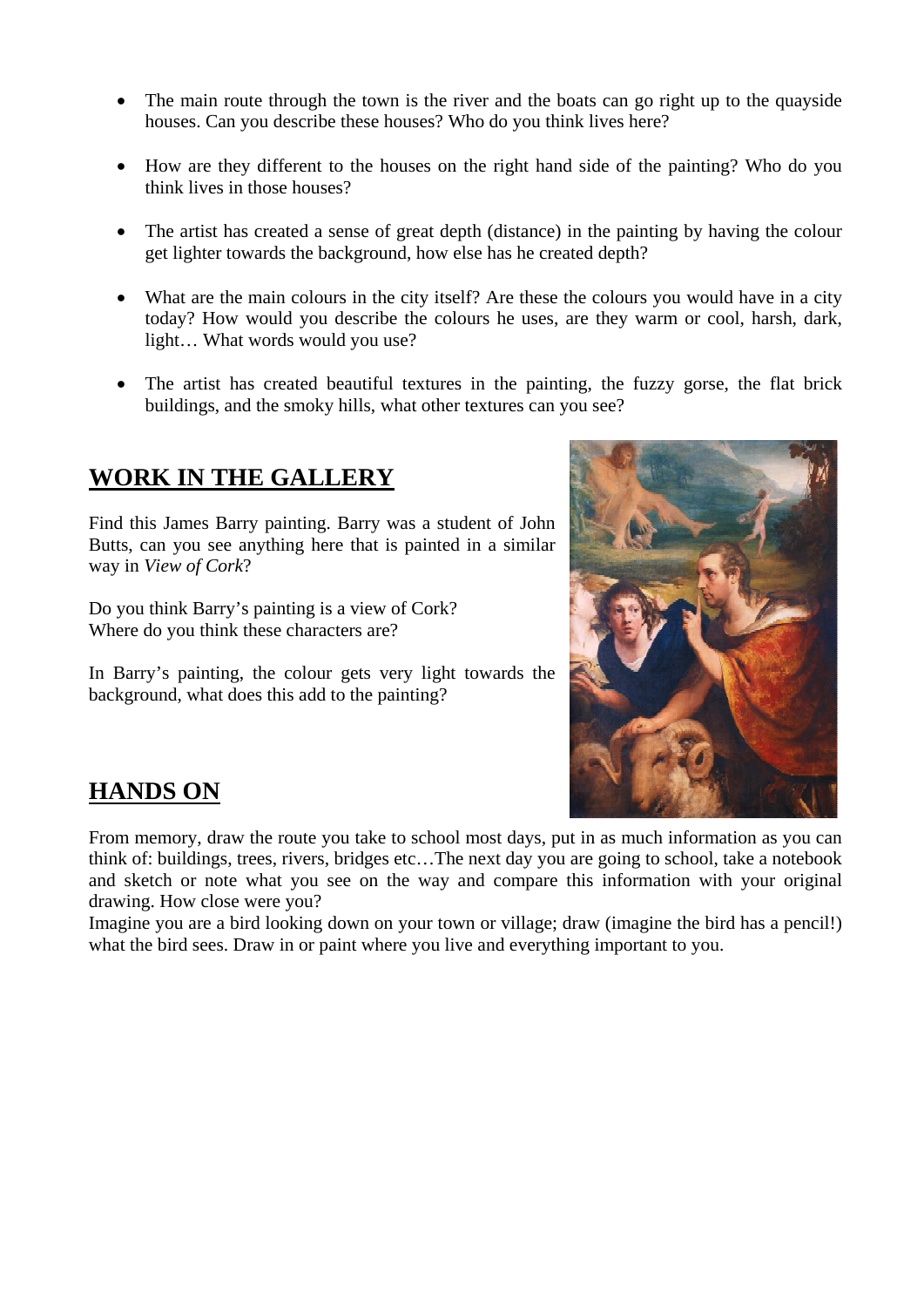- The main route through the town is the river and the boats can go right up to the quayside houses. Can you describe these houses? Who do you think lives here?

- How are they different to the houses on the right hand side of the painting? Who do you think lives in those houses?

- The artist has created a sense of great depth (distance) in the painting by having the colour get lighter towards the background, how else has he created depth?

- What are the main colours in the city itself? Are these the colours you would have in a city today? How would you describe the colours he uses, are they warm or cool, harsh, dark, light… What words would you use?

- The artist has created beautiful textures in the painting, the fuzzy gorse, the flat brick buildings, and the smoky hills, what other textures can you see?

## **WORK IN THE GALLERY**

Find this James Barry painting. Barry was a student of John Butts, can you see anything here that is painted in a similar way in *View of Cork*?

Do you think Barry's painting is a view of Cork?
Where do you think these characters are?

In Barry's painting, the colour gets very light towards the background, what does this add to the painting?

## **HANDS ON**

From memory, draw the route you take to school most days, put in as much information as you can think of: buildings, trees, rivers, bridges etc…The next day you are going to school, take a notebook and sketch or note what you see on the way and compare this information with your original drawing. How close were you?
Imagine you are a bird looking down on your town or village; draw (imagine the bird has a pencil!) what the bird sees. Draw in or paint where you live and everything important to you.